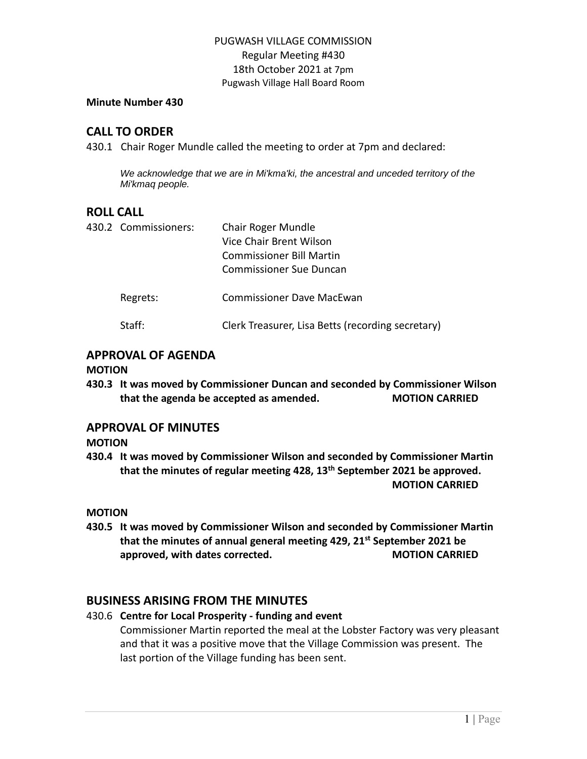PUGWASH VILLAGE COMMISSION
Regular Meeting #430
18th October 2021 at 7pm
Pugwash Village Hall Board Room

**Minute Number 430**

## CALL TO ORDER

430.1 Chair Roger Mundle called the meeting to order at 7pm and declared:

*We acknowledge that we are in Mi'kma'ki, the ancestral and unceded territory of the Mi'kmaq people.*

## ROLL CALL

430.2 Commissioners: Chair Roger Mundle
Vice Chair Brent Wilson
Commissioner Bill Martin
Commissioner Sue Duncan

Regrets: Commissioner Dave MacEwan

Staff: Clerk Treasurer, Lisa Betts (recording secretary)

## APPROVAL OF AGENDA

**MOTION**

**430.3 It was moved by Commissioner Duncan and seconded by Commissioner Wilson that the agenda be accepted as amended. MOTION CARRIED**

## APPROVAL OF MINUTES

**MOTION**

**430.4 It was moved by Commissioner Wilson and seconded by Commissioner Martin that the minutes of regular meeting 428, 13th September 2021 be approved. MOTION CARRIED**

**MOTION**

**430.5 It was moved by Commissioner Wilson and seconded by Commissioner Martin that the minutes of annual general meeting 429, 21st September 2021 be approved, with dates corrected. MOTION CARRIED**

## BUSINESS ARISING FROM THE MINUTES

430.6 **Centre for Local Prosperity - funding and event**

Commissioner Martin reported the meal at the Lobster Factory was very pleasant and that it was a positive move that the Village Commission was present. The last portion of the Village funding has been sent.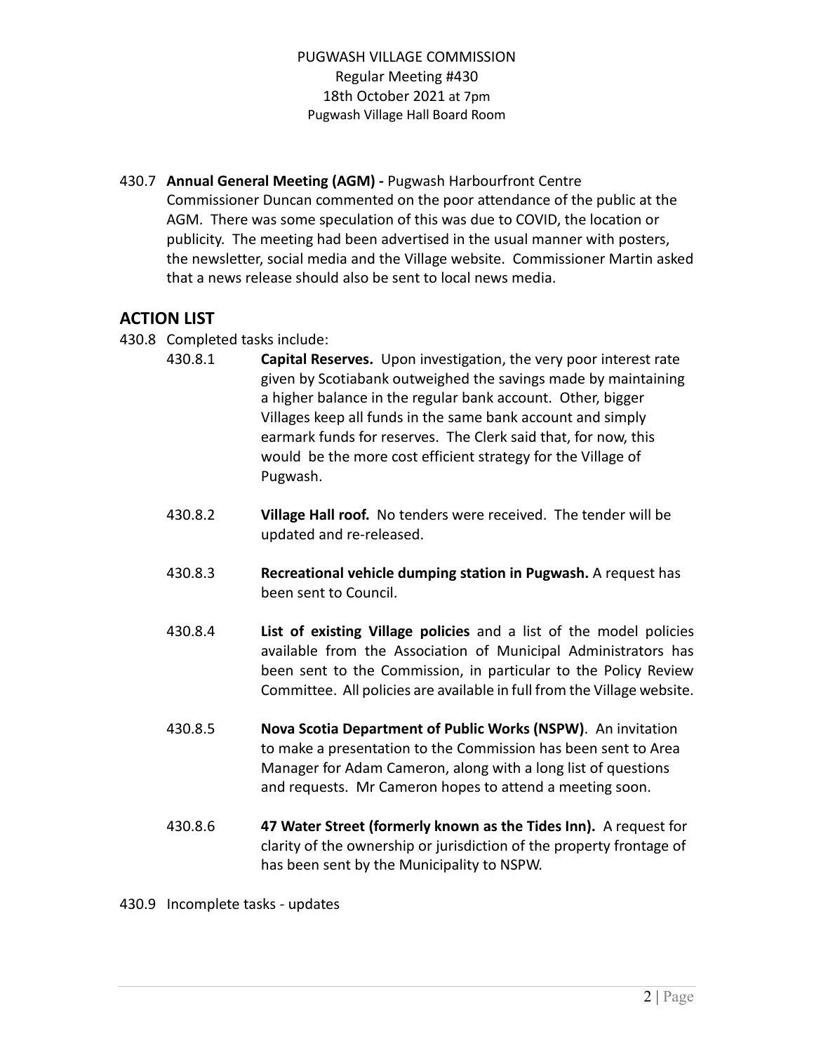PUGWASH VILLAGE COMMISSION
Regular Meeting #430
18th October 2021 at 7pm
Pugwash Village Hall Board Room

430.7 **Annual General Meeting (AGM) -** Pugwash Harbourfront Centre
Commissioner Duncan commented on the poor attendance of the public at the AGM. There was some speculation of this was due to COVID, the location or publicity. The meeting had been advertised in the usual manner with posters, the newsletter, social media and the Village website. Commissioner Martin asked that a news release should also be sent to local news media.

## ACTION LIST

430.8 Completed tasks include:

430.8.1 **Capital Reserves.** Upon investigation, the very poor interest rate given by Scotiabank outweighed the savings made by maintaining a higher balance in the regular bank account. Other, bigger Villages keep all funds in the same bank account and simply earmark funds for reserves. The Clerk said that, for now, this would be the more cost efficient strategy for the Village of Pugwash.

430.8.2 **Village Hall roof.** No tenders were received. The tender will be updated and re-released.

430.8.3 **Recreational vehicle dumping station in Pugwash.** A request has been sent to Council.

430.8.4 **List of existing Village policies** and a list of the model policies available from the Association of Municipal Administrators has been sent to the Commission, in particular to the Policy Review Committee. All policies are available in full from the Village website.

430.8.5 **Nova Scotia Department of Public Works (NSPW)**. An invitation to make a presentation to the Commission has been sent to Area Manager for Adam Cameron, along with a long list of questions and requests. Mr Cameron hopes to attend a meeting soon.

430.8.6 **47 Water Street (formerly known as the Tides Inn).** A request for clarity of the ownership or jurisdiction of the property frontage of has been sent by the Municipality to NSPW.

430.9 Incomplete tasks - updates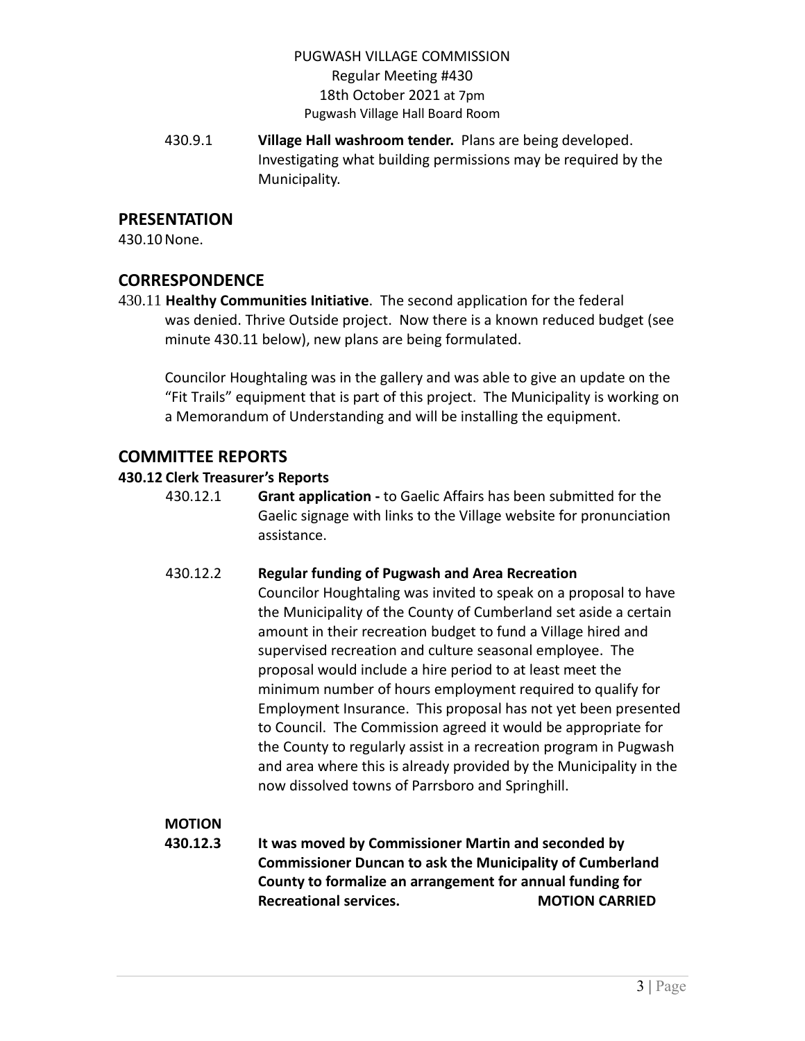430.9.1 **Village Hall washroom tender.** Plans are being developed. Investigating what building permissions may be required by the Municipality.

## PRESENTATION

430.10 None.

## CORRESPONDENCE

430.11 **Healthy Communities Initiative**. The second application for the federal was denied. Thrive Outside project. Now there is a known reduced budget (see minute 430.11 below), new plans are being formulated.

Councilor Houghtaling was in the gallery and was able to give an update on the "Fit Trails" equipment that is part of this project. The Municipality is working on a Memorandum of Understanding and will be installing the equipment.

## COMMITTEE REPORTS

**430.12 Clerk Treasurer's Reports**

430.12.1 **Grant application -** to Gaelic Affairs has been submitted for the Gaelic signage with links to the Village website for pronunciation assistance.

430.12.2 **Regular funding of Pugwash and Area Recreation**
Councilor Houghtaling was invited to speak on a proposal to have the Municipality of the County of Cumberland set aside a certain amount in their recreation budget to fund a Village hired and supervised recreation and culture seasonal employee. The proposal would include a hire period to at least meet the minimum number of hours employment required to qualify for Employment Insurance. This proposal has not yet been presented to Council. The Commission agreed it would be appropriate for the County to regularly assist in a recreation program in Pugwash and area where this is already provided by the Municipality in the now dissolved towns of Parrsboro and Springhill.

**MOTION**

**430.12.3 It was moved by Commissioner Martin and seconded by Commissioner Duncan to ask the Municipality of Cumberland County to formalize an arrangement for annual funding for Recreational services. MOTION CARRIED**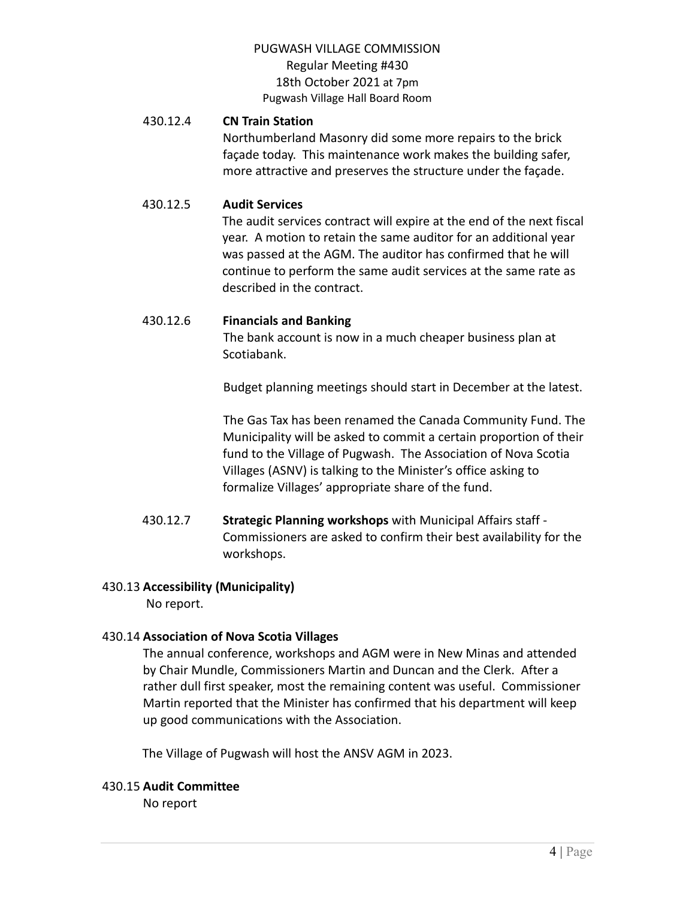PUGWASH VILLAGE COMMISSION
Regular Meeting #430
18th October 2021 at 7pm
Pugwash Village Hall Board Room

430.12.4 **CN Train Station**

Northumberland Masonry did some more repairs to the brick façade today. This maintenance work makes the building safer, more attractive and preserves the structure under the façade.

430.12.5 **Audit Services**

The audit services contract will expire at the end of the next fiscal year. A motion to retain the same auditor for an additional year was passed at the AGM. The auditor has confirmed that he will continue to perform the same audit services at the same rate as described in the contract.

430.12.6 **Financials and Banking**

The bank account is now in a much cheaper business plan at Scotiabank.

Budget planning meetings should start in December at the latest.

The Gas Tax has been renamed the Canada Community Fund. The Municipality will be asked to commit a certain proportion of their fund to the Village of Pugwash. The Association of Nova Scotia Villages (ASNV) is talking to the Minister's office asking to formalize Villages' appropriate share of the fund.

430.12.7 **Strategic Planning workshops** with Municipal Affairs staff - Commissioners are asked to confirm their best availability for the workshops.

430.13 **Accessibility (Municipality)**

No report.

430.14 **Association of Nova Scotia Villages**

The annual conference, workshops and AGM were in New Minas and attended by Chair Mundle, Commissioners Martin and Duncan and the Clerk. After a rather dull first speaker, most the remaining content was useful. Commissioner Martin reported that the Minister has confirmed that his department will keep up good communications with the Association.

The Village of Pugwash will host the ANSV AGM in 2023.

430.15 **Audit Committee**

No report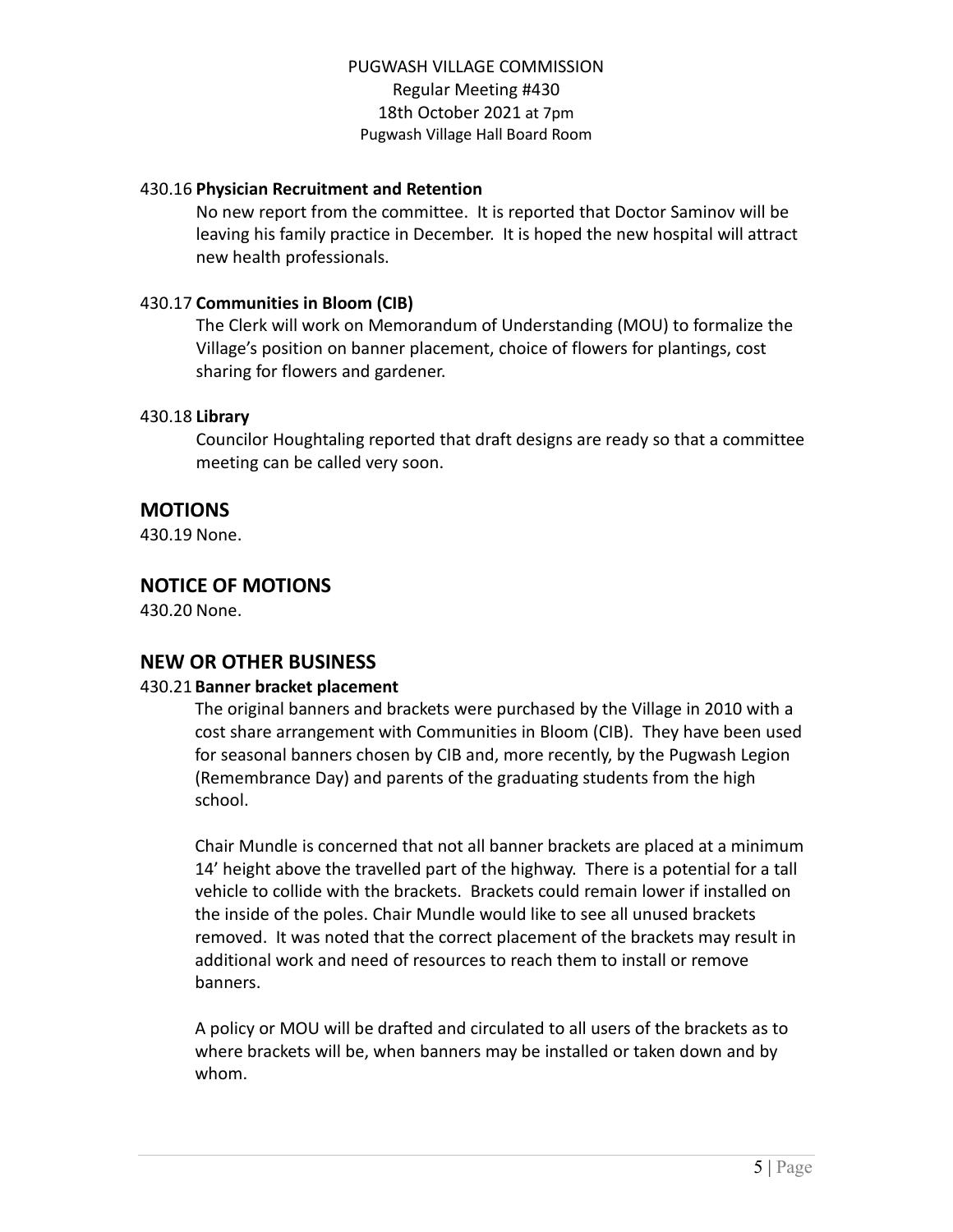### 430.16 **Physician Recruitment and Retention**

No new report from the committee. It is reported that Doctor Saminov will be leaving his family practice in December. It is hoped the new hospital will attract new health professionals.

### 430.17 **Communities in Bloom (CIB)**

The Clerk will work on Memorandum of Understanding (MOU) to formalize the Village's position on banner placement, choice of flowers for plantings, cost sharing for flowers and gardener.

### 430.18 **Library**

Councilor Houghtaling reported that draft designs are ready so that a committee meeting can be called very soon.

## MOTIONS

430.19 None.

## NOTICE OF MOTIONS

430.20 None.

## NEW OR OTHER BUSINESS

### 430.21 **Banner bracket placement**

The original banners and brackets were purchased by the Village in 2010 with a cost share arrangement with Communities in Bloom (CIB). They have been used for seasonal banners chosen by CIB and, more recently, by the Pugwash Legion (Remembrance Day) and parents of the graduating students from the high school.

Chair Mundle is concerned that not all banner brackets are placed at a minimum 14' height above the travelled part of the highway. There is a potential for a tall vehicle to collide with the brackets. Brackets could remain lower if installed on the inside of the poles. Chair Mundle would like to see all unused brackets removed. It was noted that the correct placement of the brackets may result in additional work and need of resources to reach them to install or remove banners.

A policy or MOU will be drafted and circulated to all users of the brackets as to where brackets will be, when banners may be installed or taken down and by whom.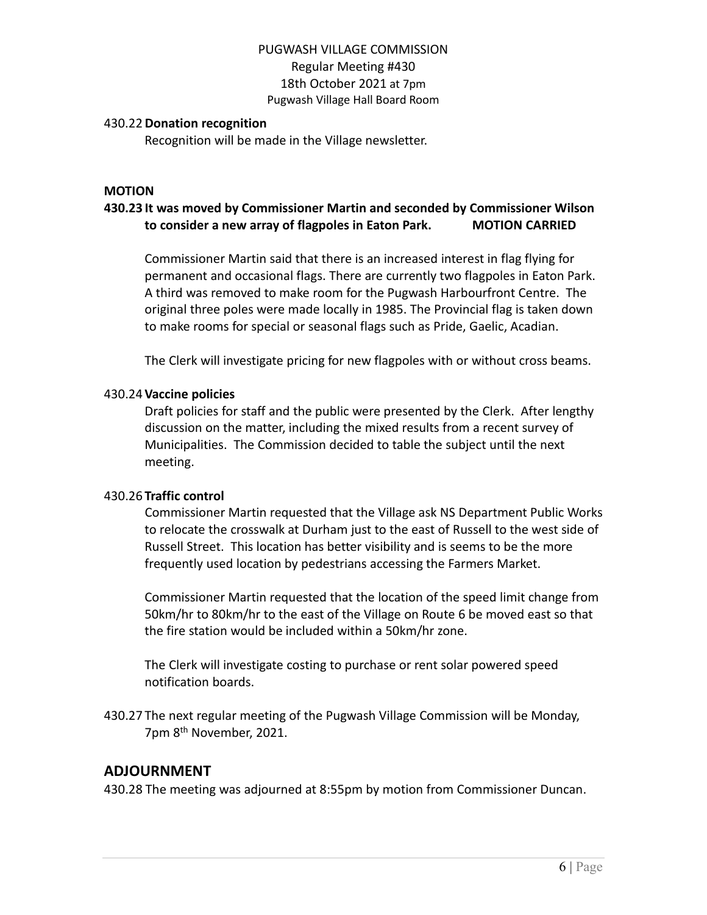430.22 **Donation recognition**

Recognition will be made in the Village newsletter.

**MOTION**

**430.23 It was moved by Commissioner Martin and seconded by Commissioner Wilson to consider a new array of flagpoles in Eaton Park. MOTION CARRIED**

Commissioner Martin said that there is an increased interest in flag flying for permanent and occasional flags. There are currently two flagpoles in Eaton Park. A third was removed to make room for the Pugwash Harbourfront Centre. The original three poles were made locally in 1985. The Provincial flag is taken down to make rooms for special or seasonal flags such as Pride, Gaelic, Acadian.

The Clerk will investigate pricing for new flagpoles with or without cross beams.

430.24 **Vaccine policies**

Draft policies for staff and the public were presented by the Clerk. After lengthy discussion on the matter, including the mixed results from a recent survey of Municipalities. The Commission decided to table the subject until the next meeting.

430.26 **Traffic control**

Commissioner Martin requested that the Village ask NS Department Public Works to relocate the crosswalk at Durham just to the east of Russell to the west side of Russell Street. This location has better visibility and is seems to be the more frequently used location by pedestrians accessing the Farmers Market.

Commissioner Martin requested that the location of the speed limit change from 50km/hr to 80km/hr to the east of the Village on Route 6 be moved east so that the fire station would be included within a 50km/hr zone.

The Clerk will investigate costing to purchase or rent solar powered speed notification boards.

430.27 The next regular meeting of the Pugwash Village Commission will be Monday, 7pm 8th November, 2021.

## ADJOURNMENT

430.28 The meeting was adjourned at 8:55pm by motion from Commissioner Duncan.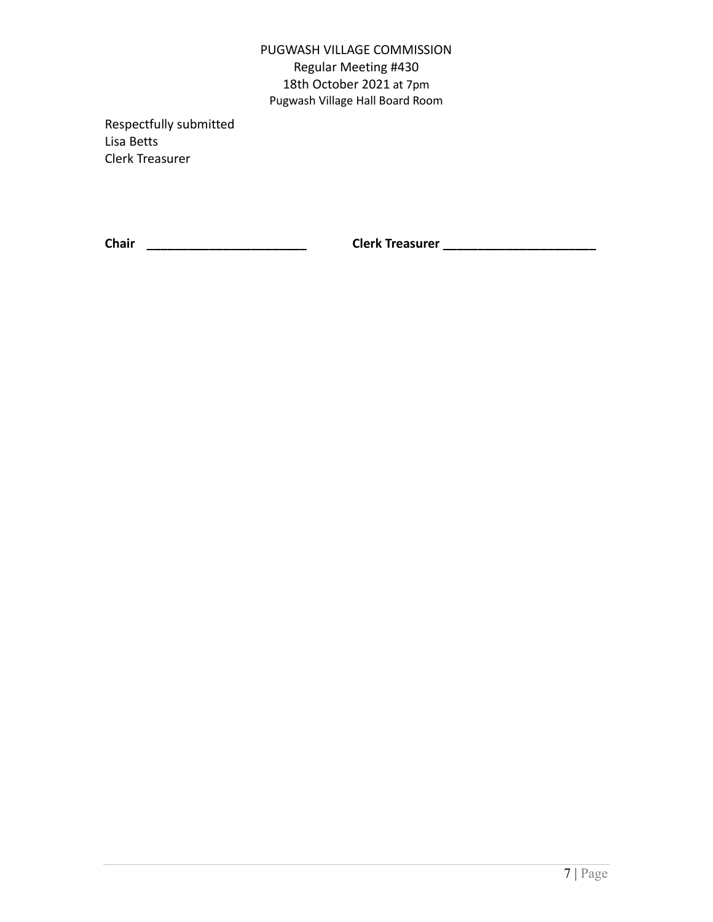Respectfully submitted
Lisa Betts
Clerk Treasurer

**Chair _______________________** **Clerk Treasurer _____________________**